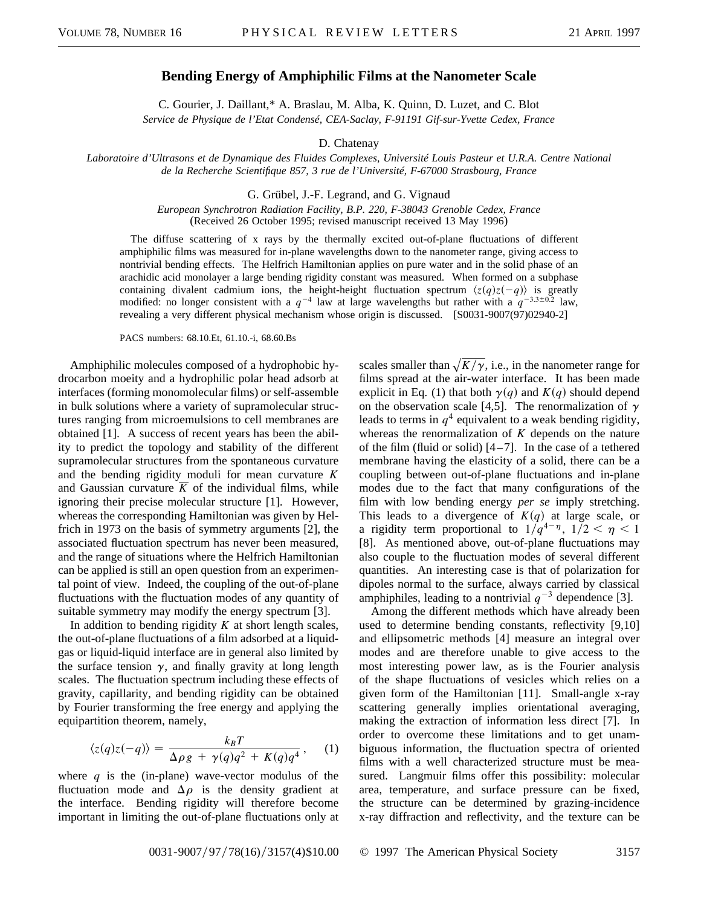# Bending Energy of Amphiphilic Films at the Nanometer Scale

C. Gourier, J. Daillant,* A. Braslau, M. Alba, K. Quinn, D. Luzet, and C. Blot
*Service de Physique de l'Etat Condensé, CEA-Saclay, F-91191 Gif-sur-Yvette Cedex, France*

D. Chatenay
*Laboratoire d'Ultrasons et de Dynamique des Fluides Complexes, Université Louis Pasteur et U.R.A. Centre National de la Recherche Scientifique 857, 3 rue de l'Université, F-67000 Strasbourg, France*

G. Grübel, J.-F. Legrand, and G. Vignaud
*European Synchrotron Radiation Facility, B.P. 220, F-38043 Grenoble Cedex, France*
(Received 26 October 1995; revised manuscript received 13 May 1996)

The diffuse scattering of x rays by the thermally excited out-of-plane fluctuations of different amphiphilic films was measured for in-plane wavelengths down to the nanometer range, giving access to nontrivial bending effects. The Helfrich Hamiltonian applies on pure water and in the solid phase of an arachidic acid monolayer a large bending rigidity constant was measured. When formed on a subphase containing divalent cadmium ions, the height-height fluctuation spectrum $\langle z(q)z(-q)\rangle$ is greatly modified: no longer consistent with a $q^{-4}$ law at large wavelengths but rather with a $q^{-3.3\pm0.2}$ law, revealing a very different physical mechanism whose origin is discussed. [S0031-9007(97)02940-2]

PACS numbers: 68.10.Et, 61.10.-i, 68.60.Bs

Amphiphilic molecules composed of a hydrophobic hydrocarbon moeity and a hydrophilic polar head adsorb at interfaces (forming monomolecular films) or self-assemble in bulk solutions where a variety of supramolecular structures ranging from microemulsions to cell membranes are obtained [1]. A success of recent years has been the ability to predict the topology and stability of the different supramolecular structures from the spontaneous curvature and the bending rigidity moduli for mean curvature $K$ and Gaussian curvature $\overline{K}$ of the individual films, while ignoring their precise molecular structure [1]. However, whereas the corresponding Hamiltonian was given by Helfrich in 1973 on the basis of symmetry arguments [2], the associated fluctuation spectrum has never been measured, and the range of situations where the Helfrich Hamiltonian can be applied is still an open question from an experimental point of view. Indeed, the coupling of the out-of-plane fluctuations with the fluctuation modes of any quantity of suitable symmetry may modify the energy spectrum [3].

In addition to bending rigidity $K$ at short length scales, the out-of-plane fluctuations of a film adsorbed at a liquid-gas or liquid-liquid interface are in general also limited by the surface tension $\gamma$, and finally gravity at long length scales. The fluctuation spectrum including these effects of gravity, capillarity, and bending rigidity can be obtained by Fourier transforming the free energy and applying the equipartition theorem, namely,

$$\langle z(q)z(-q)\rangle = \frac{k_B T}{\Delta\rho g + \gamma(q)q^2 + K(q)q^4}, \quad (1)$$

where $q$ is the (in-plane) wave-vector modulus of the fluctuation mode and $\Delta\rho$ is the density gradient at the interface. Bending rigidity will therefore become important in limiting the out-of-plane fluctuations only at scales smaller than $\sqrt{K/\gamma}$, i.e., in the nanometer range for films spread at the air-water interface. It has been made explicit in Eq. (1) that both $\gamma(q)$ and $K(q)$ should depend on the observation scale [4,5]. The renormalization of $\gamma$ leads to terms in $q^4$ equivalent to a weak bending rigidity, whereas the renormalization of $K$ depends on the nature of the film (fluid or solid) [4–7]. In the case of a tethered membrane having the elasticity of a solid, there can be a coupling between out-of-plane fluctuations and in-plane modes due to the fact that many configurations of the film with low bending energy *per se* imply stretching. This leads to a divergence of $K(q)$ at large scale, or a rigidity term proportional to $1/q^{4-\eta}$, $1/2 < \eta < 1$ [8]. As mentioned above, out-of-plane fluctuations may also couple to the fluctuation modes of several different quantities. An interesting case is that of polarization for dipoles normal to the surface, always carried by classical amphiphiles, leading to a nontrivial $q^{-3}$ dependence [3].

Among the different methods which have already been used to determine bending constants, reflectivity [9,10] and ellipsometric methods [4] measure an integral over modes and are therefore unable to give access to the most interesting power law, as is the Fourier analysis of the shape fluctuations of vesicles which relies on a given form of the Hamiltonian [11]. Small-angle x-ray scattering generally implies orientational averaging, making the extraction of information less direct [7]. In order to overcome these limitations and to get unambiguous information, the fluctuation spectra of oriented films with a well characterized structure must be measured. Langmuir films offer this possibility: molecular area, temperature, and surface pressure can be fixed, the structure can be determined by grazing-incidence x-ray diffraction and reflectivity, and the texture can be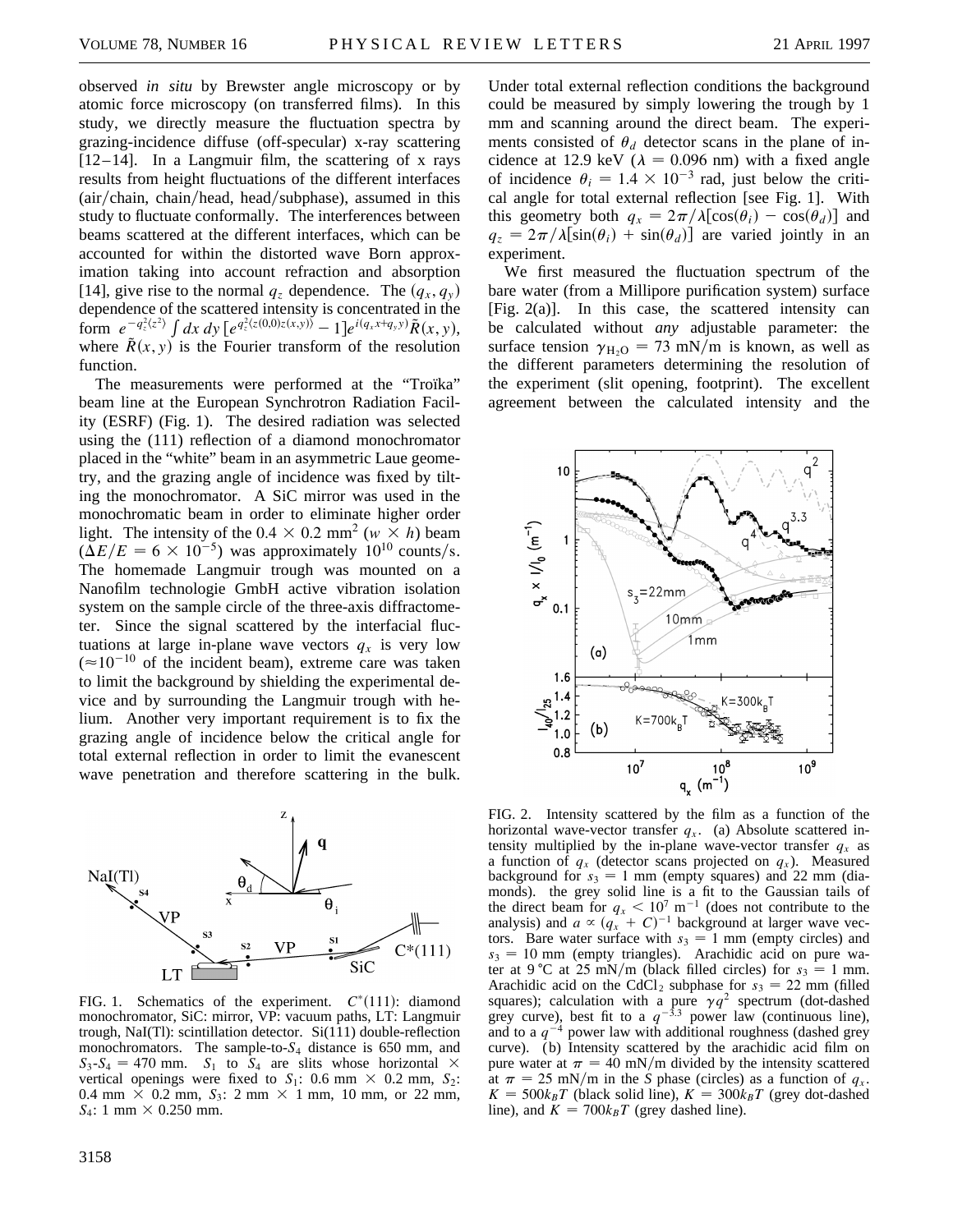observed *in situ* by Brewster angle microscopy or by atomic force microscopy (on transferred films). In this study, we directly measure the fluctuation spectra by grazing-incidence diffuse (off-specular) x-ray scattering [12–14]. In a Langmuir film, the scattering of x rays results from height fluctuations of the different interfaces (air/chain, chain/head, head/subphase), assumed in this study to fluctuate conformally. The interferences between beams scattered at the different interfaces, which can be accounted for within the distorted wave Born approximation taking into account refraction and absorption [14], give rise to the normal $q_z$ dependence. The $(q_x, q_y)$ dependence of the scattered intensity is concentrated in the form $e^{-q_z^2\langle z^2\rangle} \int dx\, dy\, [e^{q_z^2\langle z(0,0)z(x,y)\rangle} - 1] e^{i(q_x x + q_y y)} \tilde{R}(x,y)$, where $\tilde{R}(x,y)$ is the Fourier transform of the resolution function.

The measurements were performed at the "Troïka" beam line at the European Synchrotron Radiation Facility (ESRF) (Fig. 1). The desired radiation was selected using the (111) reflection of a diamond monochromator placed in the "white" beam in an asymmetric Laue geometry, and the grazing angle of incidence was fixed by tilting the monochromator. A SiC mirror was used in the monochromatic beam in order to eliminate higher order light. The intensity of the $0.4 \times 0.2\ \text{mm}^2$ ($w \times h$) beam ($\Delta E/E = 6 \times 10^{-5}$) was approximately $10^{10}$ counts/s. The homemade Langmuir trough was mounted on a Nanofilm technologie GmbH active vibration isolation system on the sample circle of the three-axis diffractometer. Since the signal scattered by the interfacial fluctuations at large in-plane wave vectors $q_x$ is very low ($\approx 10^{-10}$ of the incident beam), extreme care was taken to limit the background by shielding the experimental device and by surrounding the Langmuir trough with helium. Another very important requirement is to fix the grazing angle of incidence below the critical angle for total external reflection in order to limit the evanescent wave penetration and therefore scattering in the bulk.

z
q
NaI(Tl)
S4
$\theta_d$
x
$\theta_i$
VP
S3
S2
VP
S1
C*(111)
SiC
LT

FIG. 1. Schematics of the experiment. $C^*(111)$: diamond monochromator, SiC: mirror, VP: vacuum paths, LT: Langmuir trough, NaI(Tl): scintillation detector. Si(111) double-reflection monochromators. The sample-to-$S_4$ distance is 650 mm, and $S_3$-$S_4$ = 470 mm. $S_1$ to $S_4$ are slits whose horizontal × vertical openings were fixed to $S_1$: 0.6 mm × 0.2 mm, $S_2$: 0.4 mm × 0.2 mm, $S_3$: 2 mm × 1 mm, 10 mm, or 22 mm, $S_4$: 1 mm × 0.250 mm.

Under total external reflection conditions the background could be measured by simply lowering the trough by 1 mm and scanning around the direct beam. The experiments consisted of $\theta_d$ detector scans in the plane of incidence at 12.9 keV ($\lambda = 0.096$ nm) with a fixed angle of incidence $\theta_i = 1.4 \times 10^{-3}$ rad, just below the critical angle for total external reflection [see Fig. 1]. With this geometry both $q_x = 2\pi/\lambda[\cos(\theta_i) - \cos(\theta_d)]$ and $q_z = 2\pi/\lambda[\sin(\theta_i) + \sin(\theta_d)]$ are varied jointly in an experiment.

We first measured the fluctuation spectrum of the bare water (from a Millipore purification system) surface [Fig. 2(a)]. In this case, the scattered intensity can be calculated without *any* adjustable parameter: the surface tension $\gamma_{H_2O} = 73$ mN/m is known, as well as the different parameters determining the resolution of the experiment (slit opening, footprint). The excellent agreement between the calculated intensity and the

10
1
0.1
$q_x \times I/I_0\ (\text{m}^{-1})$
$q^2$
3.3
$q^{3.3}$
$q^4$
$s_3$=22mm
10mm
1mm
(a)
1.6
1.4
1.2
1.0
0.8
$I_{40}/I_{25}$
$K=300k_BT$
$K=700k_BT$
(b)
$10^7$
$10^8$
$10^9$
$q_x\ (\text{m}^{-1})$

FIG. 2. Intensity scattered by the film as a function of the horizontal wave-vector transfer $q_x$. (a) Absolute scattered intensity multiplied by the in-plane wave-vector transfer $q_x$ as a function of $q_x$ (detector scans projected on $q_x$). Measured background for $s_3 = 1$ mm (empty squares) and 22 mm (diamonds). the grey solid line is a fit to the Gaussian tails of the direct beam for $q_x < 10^7\ \text{m}^{-1}$ (does not contribute to the analysis) and $a \propto (q_x + C)^{-1}$ background at larger wave vectors. Bare water surface with $s_3 = 1$ mm (empty circles) and $s_3 = 10$ mm (empty triangles). Arachidic acid on pure water at 9 °C at 25 mN/m (black filled circles) for $s_3 = 1$ mm. Arachidic acid on the $CdCl_2$ subphase for $s_3 = 22$ mm (filled squares); calculation with a pure $\gamma q^2$ spectrum (dot-dashed grey curve), best fit to a $q^{-3.3}$ power law (continuous line), and to a $q^{-4}$ power law with additional roughness (dashed grey curve). (b) Intensity scattered by the arachidic acid film on pure water at $\pi = 40$ mN/m divided by the intensity scattered at $\pi = 25$ mN/m in the *S* phase (circles) as a function of $q_x$. $K = 500k_BT$ (black solid line), $K = 300k_BT$ (grey dot-dashed line), and $K = 700k_BT$ (grey dashed line).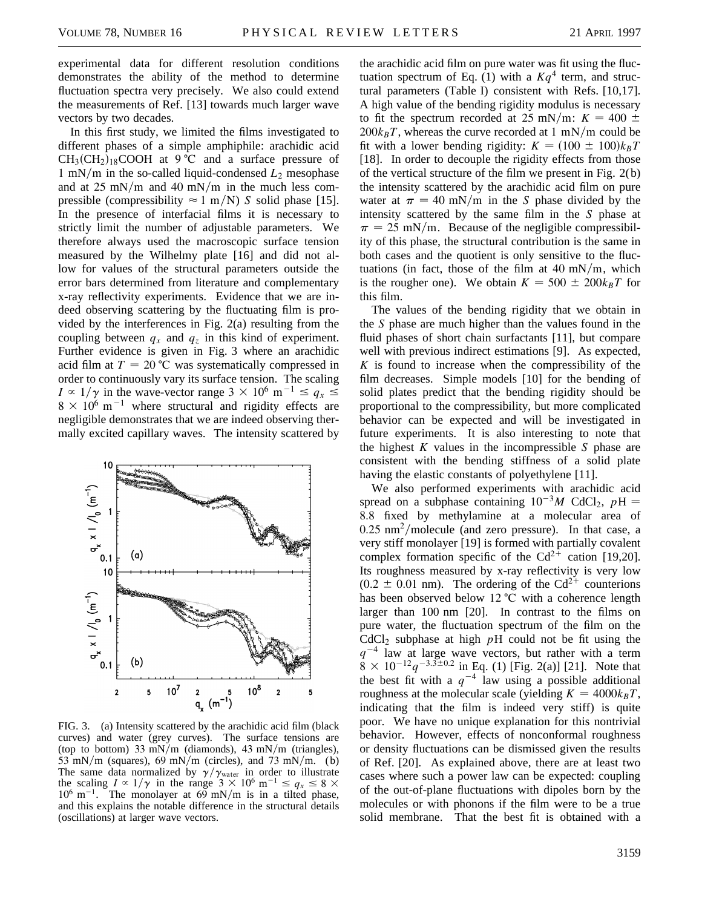experimental data for different resolution conditions demonstrates the ability of the method to determine fluctuation spectra very precisely. We also could extend the measurements of Ref. [13] towards much larger wave vectors by two decades.

In this first study, we limited the films investigated to different phases of a simple amphiphile: arachidic acid $CH_3(CH_2)_{18}COOH$ at 9 °C and a surface pressure of 1 mN/m in the so-called liquid-condensed $L_2$ mesophase and at 25 mN/m and 40 mN/m in the much less compressible (compressibility $\approx 1$ m/N) $S$ solid phase [15]. In the presence of interfacial films it is necessary to strictly limit the number of adjustable parameters. We therefore always used the macroscopic surface tension measured by the Wilhelmy plate [16] and did not allow for values of the structural parameters outside the error bars determined from literature and complementary x-ray reflectivity experiments. Evidence that we are indeed observing scattering by the fluctuating film is provided by the interferences in Fig. 2(a) resulting from the coupling between $q_x$ and $q_z$ in this kind of experiment. Further evidence is given in Fig. 3 where an arachidic acid film at $T = 20$ °C was systematically compressed in order to continuously vary its surface tension. The scaling $I \propto 1/\gamma$ in the wave-vector range $3 \times 10^6\ \mathrm{m}^{-1} \leq q_x \leq 8 \times 10^6\ \mathrm{m}^{-1}$ where structural and rigidity effects are negligible demonstrates that we are indeed observing thermally excited capillary waves. The intensity scattered by the arachidic acid film on pure water was fit using the fluctuation spectrum of Eq. (1) with a $Kq^4$ term, and structural parameters (Table I) consistent with Refs. [10,17]. A high value of the bending rigidity modulus is necessary to fit the spectrum recorded at 25 mN/m: $K = 400 \pm 200 k_BT$, whereas the curve recorded at 1 mN/m could be fit with a lower bending rigidity: $K = (100 \pm 100) k_BT$ [18]. In order to decouple the rigidity effects from those of the vertical structure of the film we present in Fig. 2(b) the intensity scattered by the arachidic acid film on pure water at $\pi = 40$ mN/m in the $S$ phase divided by the intensity scattered by the same film in the $S$ phase at $\pi = 25$ mN/m. Because of the negligible compressibility of this phase, the structural contribution is the same in both cases and the quotient is only sensitive to the fluctuations (in fact, those of the film at 40 mN/m, which is the rougher one). We obtain $K = 500 \pm 200 k_BT$ for this film.

q_x × I / I_0 (m^-1)

10

1

0.1

(a)

(b)

2 5 10^7 2 5 10^8 2 5

q_x (m^-1)

FIG. 3. (a) Intensity scattered by the arachidic acid film (black curves) and water (grey curves). The surface tensions are (top to bottom) 33 mN/m (diamonds), 43 mN/m (triangles), 53 mN/m (squares), 69 mN/m (circles), and 73 mN/m. (b) The same data normalized by $\gamma/\gamma_{\mathrm{water}}$ in order to illustrate the scaling $I \propto 1/\gamma$ in the range $3 \times 10^6\ \mathrm{m}^{-1} \leq q_x \leq 8 \times 10^6\ \mathrm{m}^{-1}$. The monolayer at 69 mN/m is in a tilted phase, and this explains the notable difference in the structural details (oscillations) at larger wave vectors.

The values of the bending rigidity that we obtain in the $S$ phase are much higher than the values found in the fluid phases of short chain surfactants [11], but compare well with previous indirect estimations [9]. As expected, $K$ is found to increase when the compressibility of the film decreases. Simple models [10] for the bending of solid plates predict that the bending rigidity should be proportional to the compressibility, but more complicated behavior can be expected and will be investigated in future experiments. It is also interesting to note that the highest $K$ values in the incompressible $S$ phase are consistent with the bending stiffness of a solid plate having the elastic constants of polyethylene [11].

We also performed experiments with arachidic acid spread on a subphase containing $10^{-3} M$ $CdCl_2$, $p$H = 8.8 fixed by methylamine at a molecular area of 0.25 nm²/molecule (and zero pressure). In that case, a very stiff monolayer [19] is formed with partially covalent complex formation specific of the $Cd^{2+}$ cation [19,20]. Its roughness measured by x-ray reflectivity is very low (0.2 ± 0.01 nm). The ordering of the $Cd^{2+}$ counterions has been observed below 12 °C with a coherence length larger than 100 nm [20]. In contrast to the films on pure water, the fluctuation spectrum of the film on the $CdCl_2$ subphase at high $p$H could not be fit using the $q^{-4}$ law at large wave vectors, but rather with a term $8 \times 10^{-12} q^{-3.3 \pm 0.2}$ in Eq. (1) [Fig. 2(a)] [21]. Note that the best fit with a $q^{-4}$ law using a possible additional roughness at the molecular scale (yielding $K = 4000 k_BT$, indicating that the film is indeed very stiff) is quite poor. We have no unique explanation for this nontrivial behavior. However, effects of nonconformal roughness or density fluctuations can be dismissed given the results of Ref. [20]. As explained above, there are at least two cases where such a power law can be expected: coupling of the out-of-plane fluctuations with dipoles born by the molecules or with phonons if the film were to be a true solid membrane. That the best fit is obtained with a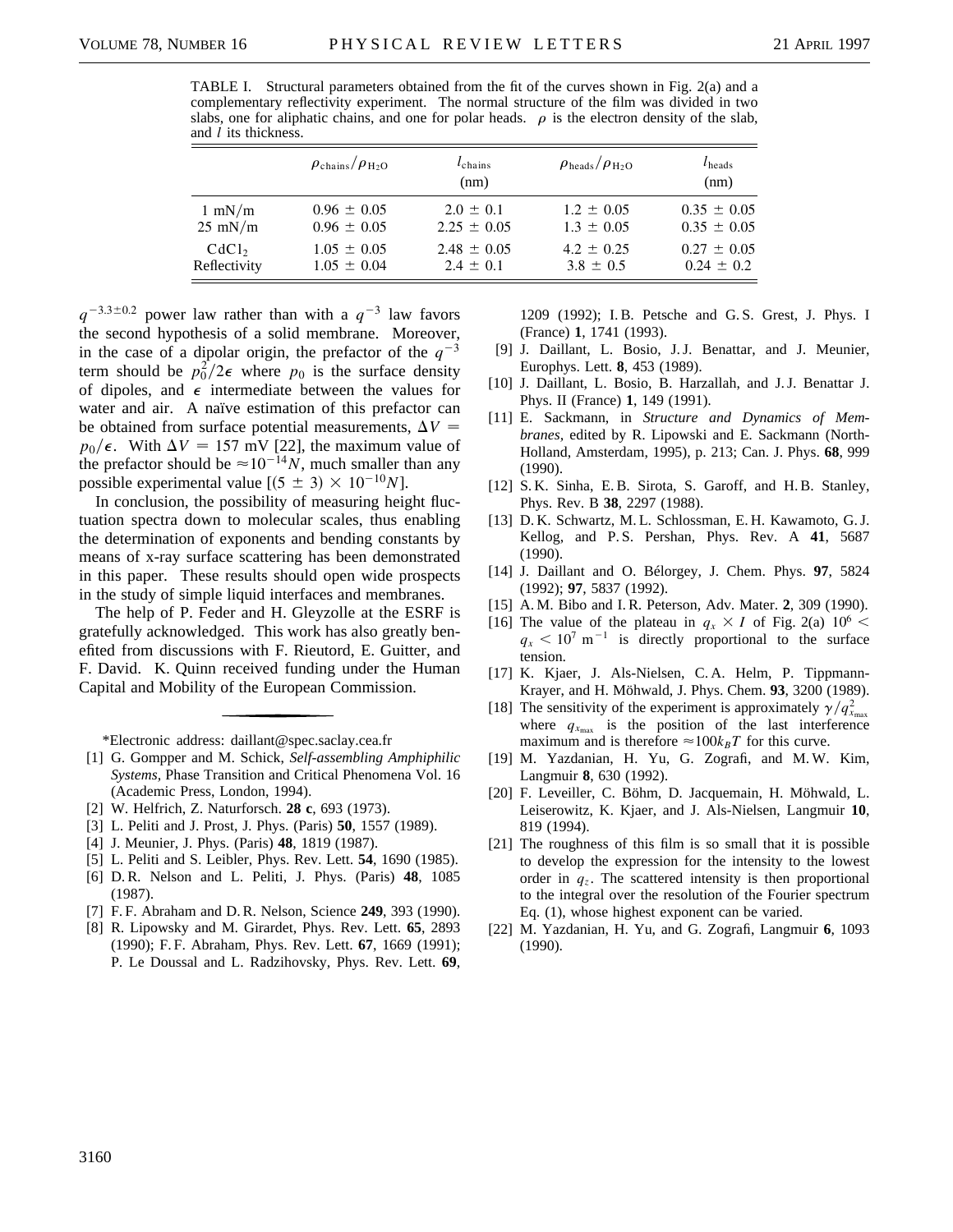TABLE I. Structural parameters obtained from the fit of the curves shown in Fig. 2(a) and a complementary reflectivity experiment. The normal structure of the film was divided in two slabs, one for aliphatic chains, and one for polar heads. $\rho$ is the electron density of the slab, and $l$ its thickness.

| | $\rho_{\text{chains}}/\rho_{H_2O}$ | $l_{\text{chains}}$ (nm) | $\rho_{\text{heads}}/\rho_{H_2O}$ | $l_{\text{heads}}$ (nm) |
|---|---|---|---|---|
| 1 mN/m | 0.96 ± 0.05 | 2.0 ± 0.1 | 1.2 ± 0.05 | 0.35 ± 0.05 |
| 25 mN/m | 0.96 ± 0.05 | 2.25 ± 0.05 | 1.3 ± 0.05 | 0.35 ± 0.05 |
| $CdCl_2$ | 1.05 ± 0.05 | 2.48 ± 0.05 | 4.2 ± 0.25 | 0.27 ± 0.05 |
| Reflectivity | 1.05 ± 0.04 | 2.4 ± 0.1 | 3.8 ± 0.5 | 0.24 ± 0.2 |

$q^{-3.3\pm0.2}$ power law rather than with a $q^{-3}$ law favors the second hypothesis of a solid membrane. Moreover, in the case of a dipolar origin, the prefactor of the $q^{-3}$ term should be $p_0^2/2\epsilon$ where $p_0$ is the surface density of dipoles, and $\epsilon$ intermediate between the values for water and air. A naïve estimation of this prefactor can be obtained from surface potential measurements, $\Delta V = p_0/\epsilon$. With $\Delta V = 157$ mV [22], the maximum value of the prefactor should be $\approx 10^{-14} N$, much smaller than any possible experimental value [$(5 \pm 3) \times 10^{-10} N$].

In conclusion, the possibility of measuring height fluctuation spectra down to molecular scales, thus enabling the determination of exponents and bending constants by means of x-ray surface scattering has been demonstrated in this paper. These results should open wide prospects in the study of simple liquid interfaces and membranes.

The help of P. Feder and H. Gleyzolle at the ESRF is gratefully acknowledged. This work has also greatly benefited from discussions with F. Rieutord, E. Guitter, and F. David. K. Quinn received funding under the Human Capital and Mobility of the European Commission.

---

*Electronic address: daillant@spec.saclay.cea.fr

[1] G. Gompper and M. Schick, *Self-assembling Amphiphilic Systems*, Phase Transition and Critical Phenomena Vol. 16 (Academic Press, London, 1994).

[2] W. Helfrich, Z. Naturforsch. **28 c**, 693 (1973).

[3] L. Peliti and J. Prost, J. Phys. (Paris) **50**, 1557 (1989).

[4] J. Meunier, J. Phys. (Paris) **48**, 1819 (1987).

[5] L. Peliti and S. Leibler, Phys. Rev. Lett. **54**, 1690 (1985).

[6] D. R. Nelson and L. Peliti, J. Phys. (Paris) **48**, 1085 (1987).

[7] F. F. Abraham and D. R. Nelson, Science **249**, 393 (1990).

[8] R. Lipowsky and M. Girardet, Phys. Rev. Lett. **65**, 2893 (1990); F. F. Abraham, Phys. Rev. Lett. **67**, 1669 (1991); P. Le Doussal and L. Radzihovsky, Phys. Rev. Lett. **69**, 1209 (1992); I. B. Petsche and G. S. Grest, J. Phys. I (France) **1**, 1741 (1993).

[9] J. Daillant, L. Bosio, J. J. Benattar, and J. Meunier, Europhys. Lett. **8**, 453 (1989).

[10] J. Daillant, L. Bosio, B. Harzallah, and J. J. Benattar J. Phys. II (France) **1**, 149 (1991).

[11] E. Sackmann, in *Structure and Dynamics of Membranes,* edited by R. Lipowski and E. Sackmann (North-Holland, Amsterdam, 1995), p. 213; Can. J. Phys. **68**, 999 (1990).

[12] S. K. Sinha, E. B. Sirota, S. Garoff, and H. B. Stanley, Phys. Rev. B **38**, 2297 (1988).

[13] D. K. Schwartz, M. L. Schlossman, E. H. Kawamoto, G. J. Kellog, and P. S. Pershan, Phys. Rev. A **41**, 5687 (1990).

[14] J. Daillant and O. Bélorgey, J. Chem. Phys. **97**, 5824 (1992); **97**, 5837 (1992).

[15] A. M. Bibo and I. R. Peterson, Adv. Mater. **2**, 309 (1990).

[16] The value of the plateau in $q_x \times I$ of Fig. 2(a) $10^6 < q_x < 10^7$ m$^{-1}$ is directly proportional to the surface tension.

[17] K. Kjaer, J. Als-Nielsen, C. A. Helm, P. Tippmann-Krayer, and H. Möhwald, J. Phys. Chem. **93**, 3200 (1989).

[18] The sensitivity of the experiment is approximately $\gamma/q_{x_{\max}}^2$ where $q_{x_{\max}}$ is the position of the last interference maximum and is therefore $\approx 100 k_B T$ for this curve.

[19] M. Yazdanian, H. Yu, G. Zografi, and M. W. Kim, Langmuir **8**, 630 (1992).

[20] F. Leveiller, C. Böhm, D. Jacquemain, H. Möhwald, L. Leiserowitz, K. Kjaer, and J. Als-Nielsen, Langmuir **10**, 819 (1994).

[21] The roughness of this film is so small that it is possible to develop the expression for the intensity to the lowest order in $q_z$. The scattered intensity is then proportional to the integral over the resolution of the Fourier spectrum Eq. (1), whose highest exponent can be varied.

[22] M. Yazdanian, H. Yu, and G. Zografi, Langmuir **6**, 1093 (1990).